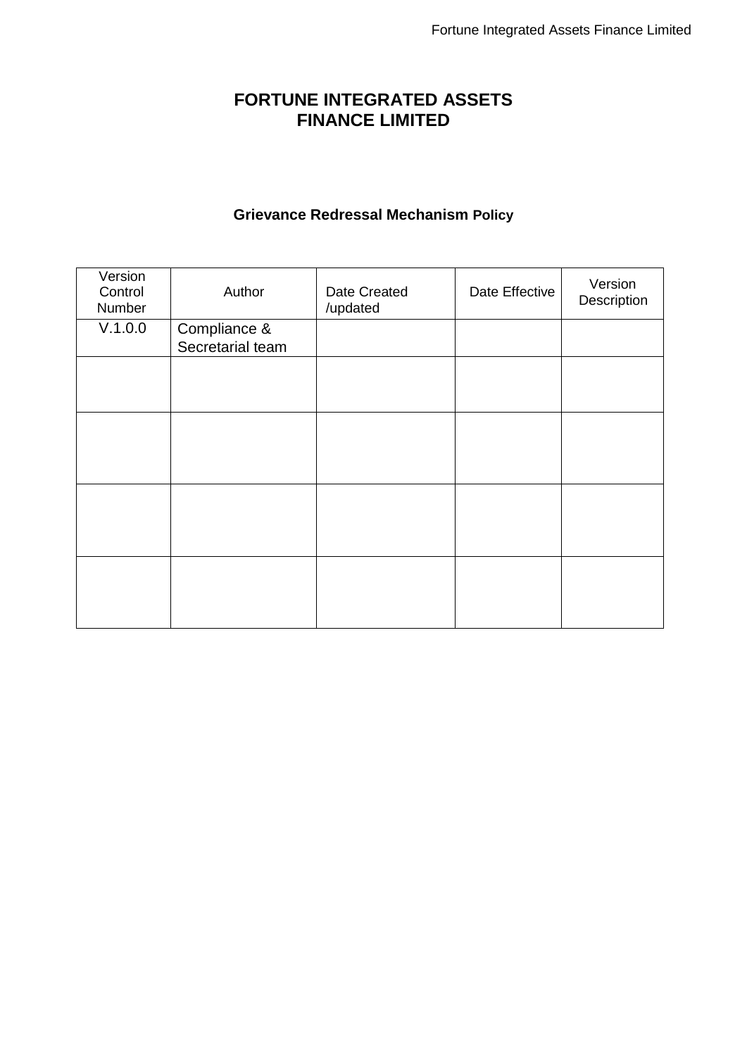# FORTUNE INTEGRATED ASSETS FINANCE LIMITED

## Grievance Redressal Mechanism Policy

| Version Control Number | Author | Date Created /updated | Date Effective | Version Description |
|---|---|---|---|---|
| V.1.0.0 | Compliance & Secretarial team | | | |
| | | | | |
| | | | | |
| | | | | |
| | | | | |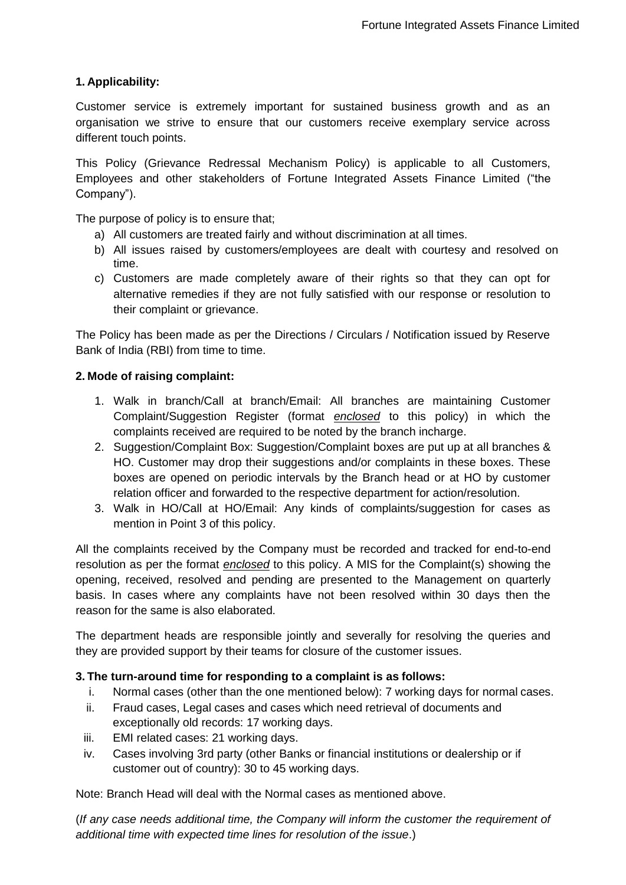## 1. Applicability:

Customer service is extremely important for sustained business growth and as an organisation we strive to ensure that our customers receive exemplary service across different touch points.

This Policy (Grievance Redressal Mechanism Policy) is applicable to all Customers, Employees and other stakeholders of Fortune Integrated Assets Finance Limited ("the Company").

The purpose of policy is to ensure that;

a) All customers are treated fairly and without discrimination at all times.
b) All issues raised by customers/employees are dealt with courtesy and resolved on time.
c) Customers are made completely aware of their rights so that they can opt for alternative remedies if they are not fully satisfied with our response or resolution to their complaint or grievance.

The Policy has been made as per the Directions / Circulars / Notification issued by Reserve Bank of India (RBI) from time to time.

## 2. Mode of raising complaint:

1. Walk in branch/Call at branch/Email: All branches are maintaining Customer Complaint/Suggestion Register (format *enclosed* to this policy) in which the complaints received are required to be noted by the branch incharge.
2. Suggestion/Complaint Box: Suggestion/Complaint boxes are put up at all branches & HO. Customer may drop their suggestions and/or complaints in these boxes. These boxes are opened on periodic intervals by the Branch head or at HO by customer relation officer and forwarded to the respective department for action/resolution.
3. Walk in HO/Call at HO/Email: Any kinds of complaints/suggestion for cases as mention in Point 3 of this policy.

All the complaints received by the Company must be recorded and tracked for end-to-end resolution as per the format *enclosed* to this policy. A MIS for the Complaint(s) showing the opening, received, resolved and pending are presented to the Management on quarterly basis. In cases where any complaints have not been resolved within 30 days then the reason for the same is also elaborated.

The department heads are responsible jointly and severally for resolving the queries and they are provided support by their teams for closure of the customer issues.

## 3. The turn-around time for responding to a complaint is as follows:

i. Normal cases (other than the one mentioned below): 7 working days for normal cases.
ii. Fraud cases, Legal cases and cases which need retrieval of documents and exceptionally old records: 17 working days.
iii. EMI related cases: 21 working days.
iv. Cases involving 3rd party (other Banks or financial institutions or dealership or if customer out of country): 30 to 45 working days.

Note: Branch Head will deal with the Normal cases as mentioned above.

(*If any case needs additional time, the Company will inform the customer the requirement of additional time with expected time lines for resolution of the issue*.)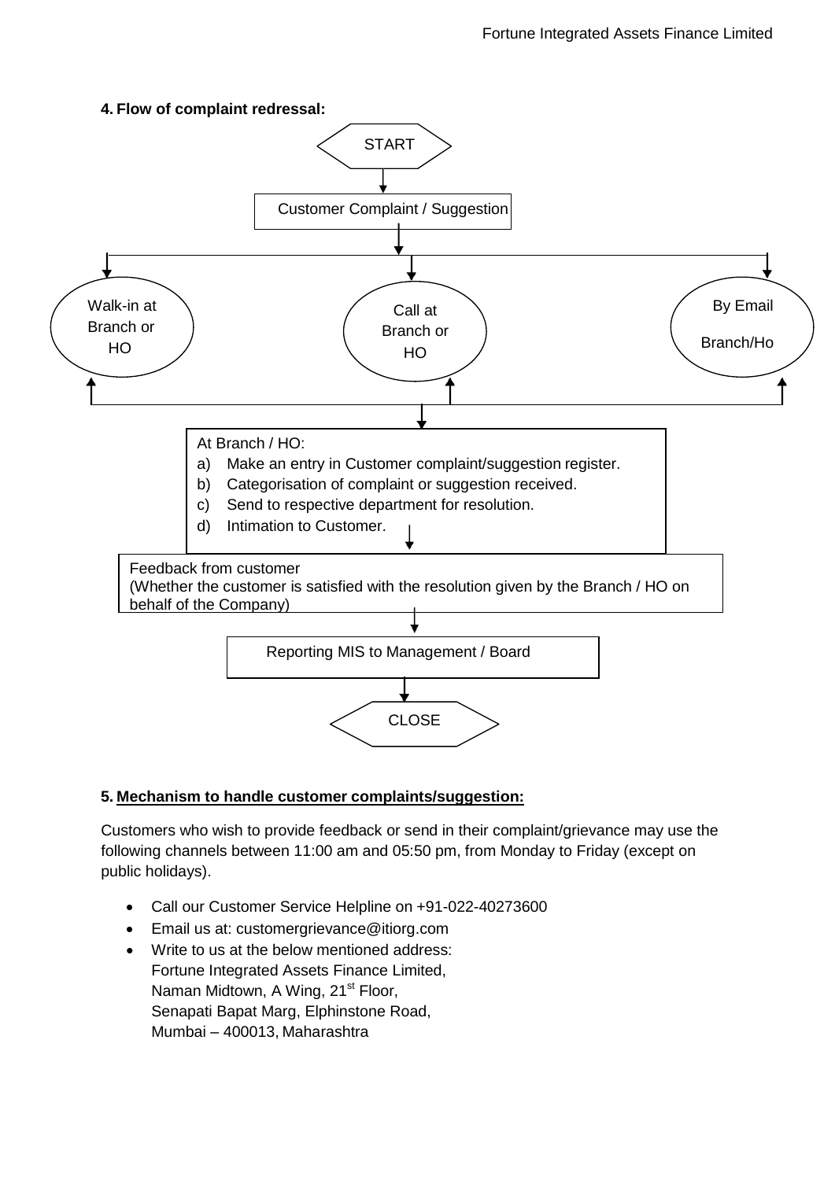**4. Flow of complaint redressal:**

START

↓

Customer Complaint / Suggestion

↓

- Walk-in at Branch or HO
- Call at Branch or HO
- By Email Branch/Ho

↓

At Branch / HO:

a) Make an entry in Customer complaint/suggestion register.
b) Categorisation of complaint or suggestion received.
c) Send to respective department for resolution.
d) Intimation to Customer.

↓

Feedback from customer
(Whether the customer is satisfied with the resolution given by the Branch / HO on behalf of the Company)

↓

Reporting MIS to Management / Board

↓

CLOSE

**5. Mechanism to handle customer complaints/suggestion:**

Customers who wish to provide feedback or send in their complaint/grievance may use the following channels between 11:00 am and 05:50 pm, from Monday to Friday (except on public holidays).

- Call our Customer Service Helpline on +91-022-40273600
- Email us at: customergrievance@itiorg.com
- Write to us at the below mentioned address:
  Fortune Integrated Assets Finance Limited,
  Naman Midtown, A Wing, 21st Floor,
  Senapati Bapat Marg, Elphinstone Road,
  Mumbai – 400013, Maharashtra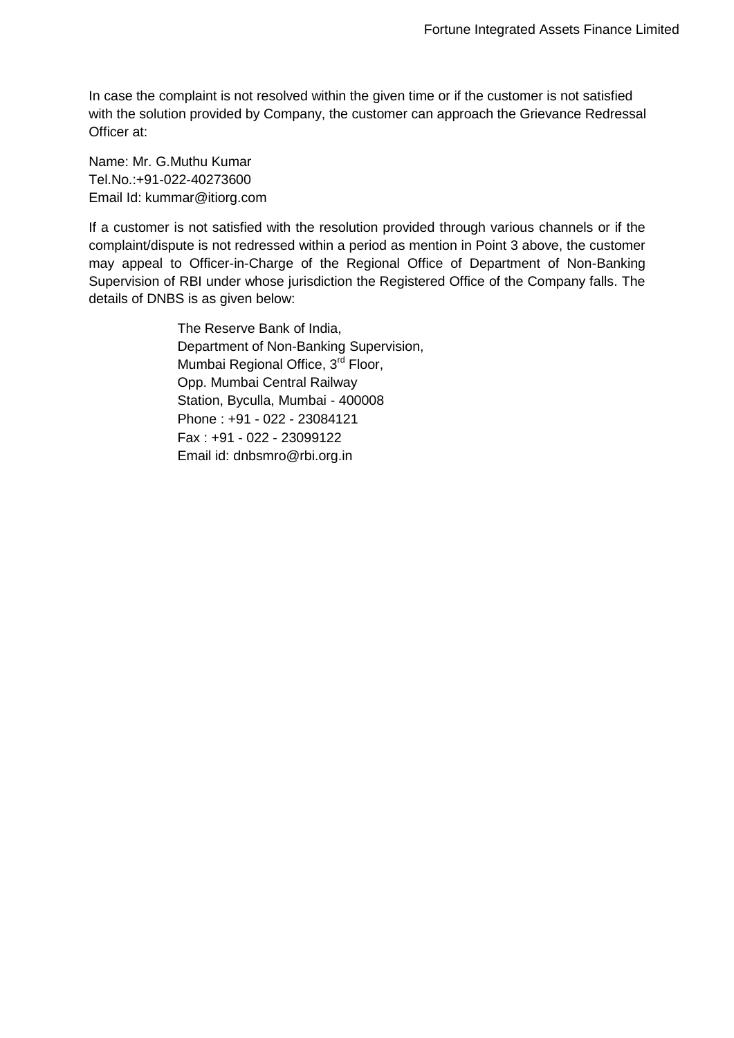In case the complaint is not resolved within the given time or if the customer is not satisfied with the solution provided by Company, the customer can approach the Grievance Redressal Officer at:

Name: Mr. G.Muthu Kumar  
Tel.No.:+91-022-40273600  
Email Id: kummar@itiorg.com

If a customer is not satisfied with the resolution provided through various channels or if the complaint/dispute is not redressed within a period as mention in Point 3 above, the customer may appeal to Officer-in-Charge of the Regional Office of Department of Non-Banking Supervision of RBI under whose jurisdiction the Registered Office of the Company falls. The details of DNBS is as given below:

> The Reserve Bank of India,  
> Department of Non-Banking Supervision,  
> Mumbai Regional Office, 3rd Floor,  
> Opp. Mumbai Central Railway  
> Station, Byculla, Mumbai - 400008  
> Phone : +91 - 022 - 23084121  
> Fax : +91 - 022 - 23099122  
> Email id: dnbsmro@rbi.org.in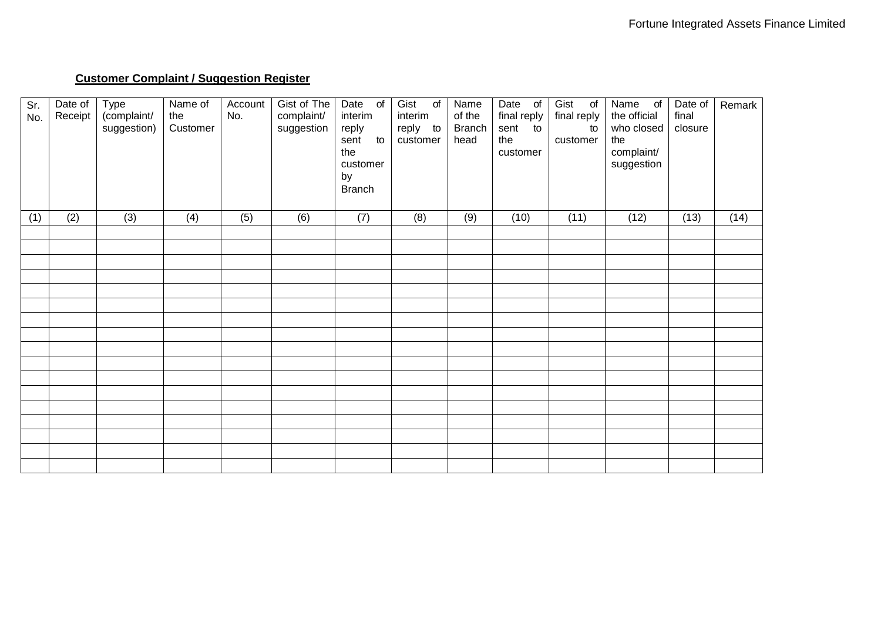**Customer Complaint / Suggestion Register**

| Sr. No. | Date of Receipt | Type (complaint/ suggestion) | Name of the Customer | Account No. | Gist of The complaint/ suggestion | Date of interim reply sent to the customer by Branch | Gist of interim reply to customer | Name of the Branch head | Date of final reply sent to the customer | Gist of final reply to customer | Name of the official who closed the complaint/ suggestion | Date of final closure | Remark |
|---|---|---|---|---|---|---|---|---|---|---|---|---|---|
| (1) | (2) | (3) | (4) | (5) | (6) | (7) | (8) | (9) | (10) | (11) | (12) | (13) | (14) |
| | | | | | | | | | | | | | |
| | | | | | | | | | | | | | |
| | | | | | | | | | | | | | |
| | | | | | | | | | | | | | |
| | | | | | | | | | | | | | |
| | | | | | | | | | | | | | |
| | | | | | | | | | | | | | |
| | | | | | | | | | | | | | |
| | | | | | | | | | | | | | |
| | | | | | | | | | | | | | |
| | | | | | | | | | | | | | |
| | | | | | | | | | | | | | |
| | | | | | | | | | | | | | |
| | | | | | | | | | | | | | |
| | | | | | | | | | | | | | |
| | | | | | | | | | | | | | |
| | | | | | | | | | | | | | |